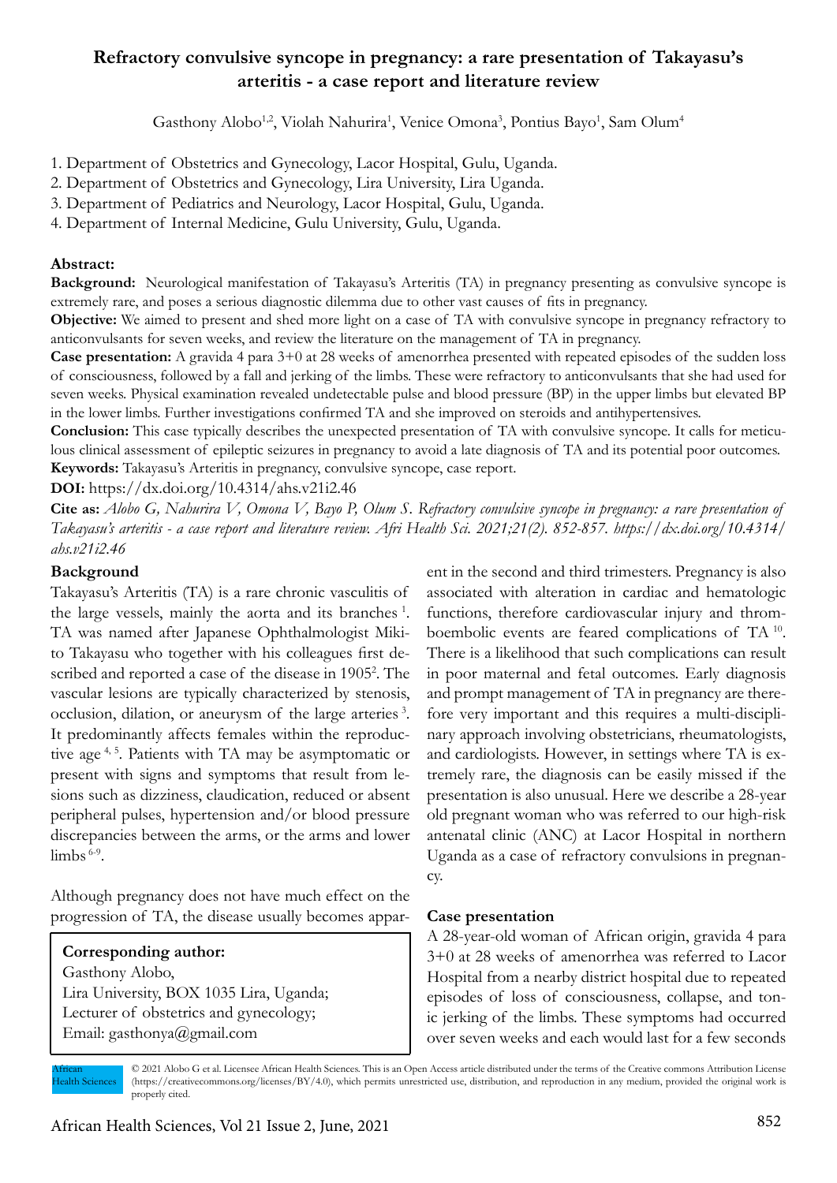# Refractory convulsive syncope in pregnancy: a rare presentation of Takayasu's arteritis - a case report and literature review

Gasthony Alobo[1,2], Violah Nahurira[1], Venice Omona[3], Pontius Bayo[1], Sam Olum[4]

1. Department of Obstetrics and Gynecology, Lacor Hospital, Gulu, Uganda.
2. Department of Obstetrics and Gynecology, Lira University, Lira Uganda.
3. Department of Pediatrics and Neurology, Lacor Hospital, Gulu, Uganda.
4. Department of Internal Medicine, Gulu University, Gulu, Uganda.

**Abstract:**

**Background:** Neurological manifestation of Takayasu's Arteritis (TA) in pregnancy presenting as convulsive syncope is extremely rare, and poses a serious diagnostic dilemma due to other vast causes of fits in pregnancy.

**Objective:** We aimed to present and shed more light on a case of TA with convulsive syncope in pregnancy refractory to anticonvulsants for seven weeks, and review the literature on the management of TA in pregnancy.

**Case presentation:** A gravida 4 para 3+0 at 28 weeks of amenorrhea presented with repeated episodes of the sudden loss of consciousness, followed by a fall and jerking of the limbs. These were refractory to anticonvulsants that she had used for seven weeks. Physical examination revealed undetectable pulse and blood pressure (BP) in the upper limbs but elevated BP in the lower limbs. Further investigations confirmed TA and she improved on steroids and antihypertensives.

**Conclusion:** This case typically describes the unexpected presentation of TA with convulsive syncope. It calls for meticulous clinical assessment of epileptic seizures in pregnancy to avoid a late diagnosis of TA and its potential poor outcomes.

**Keywords:** Takayasu's Arteritis in pregnancy, convulsive syncope, case report.

**DOI:** https://dx.doi.org/10.4314/ahs.v21i2.46

**Cite as:** *Alobo G, Nahurira V, Omona V, Bayo P, Olum S. Refractory convulsive syncope in pregnancy: a rare presentation of Takayasu's arteritis - a case report and literature review. Afri Health Sci. 2021;21(2). 852-857. https://dx.doi.org/10.4314/ahs.v21i2.46*

## Background

Takayasu's Arteritis (TA) is a rare chronic vasculitis of the large vessels, mainly the aorta and its branches [1]. TA was named after Japanese Ophthalmologist Mikito Takayasu who together with his colleagues first described and reported a case of the disease in 1905[2]. The vascular lesions are typically characterized by stenosis, occlusion, dilation, or aneurysm of the large arteries [3]. It predominantly affects females within the reproductive age [4, 5]. Patients with TA may be asymptomatic or present with signs and symptoms that result from lesions such as dizziness, claudication, reduced or absent peripheral pulses, hypertension and/or blood pressure discrepancies between the arms, or the arms and lower limbs [6-9].

Although pregnancy does not have much effect on the progression of TA, the disease usually becomes apparent in the second and third trimesters. Pregnancy is also associated with alteration in cardiac and hematologic functions, therefore cardiovascular injury and thromboembolic events are feared complications of TA [10]. There is a likelihood that such complications can result in poor maternal and fetal outcomes. Early diagnosis and prompt management of TA in pregnancy are therefore very important and this requires a multi-disciplinary approach involving obstetricians, rheumatologists, and cardiologists. However, in settings where TA is extremely rare, the diagnosis can be easily missed if the presentation is also unusual. Here we describe a 28-year old pregnant woman who was referred to our high-risk antenatal clinic (ANC) at Lacor Hospital in northern Uganda as a case of refractory convulsions in pregnancy.

**Corresponding author:**
Gasthony Alobo,
Lira University, BOX 1035 Lira, Uganda;
Lecturer of obstetrics and gynecology;
Email: gasthonya@gmail.com

## Case presentation

A 28-year-old woman of African origin, gravida 4 para 3+0 at 28 weeks of amenorrhea was referred to Lacor Hospital from a nearby district hospital due to repeated episodes of loss of consciousness, collapse, and tonic jerking of the limbs. These symptoms had occurred over seven weeks and each would last for a few seconds

© 2021 Alobo G et al. Licensee African Health Sciences. This is an Open Access article distributed under the terms of the Creative commons Attribution License (https://creativecommons.org/licenses/BY/4.0), which permits unrestricted use, distribution, and reproduction in any medium, provided the original work is properly cited.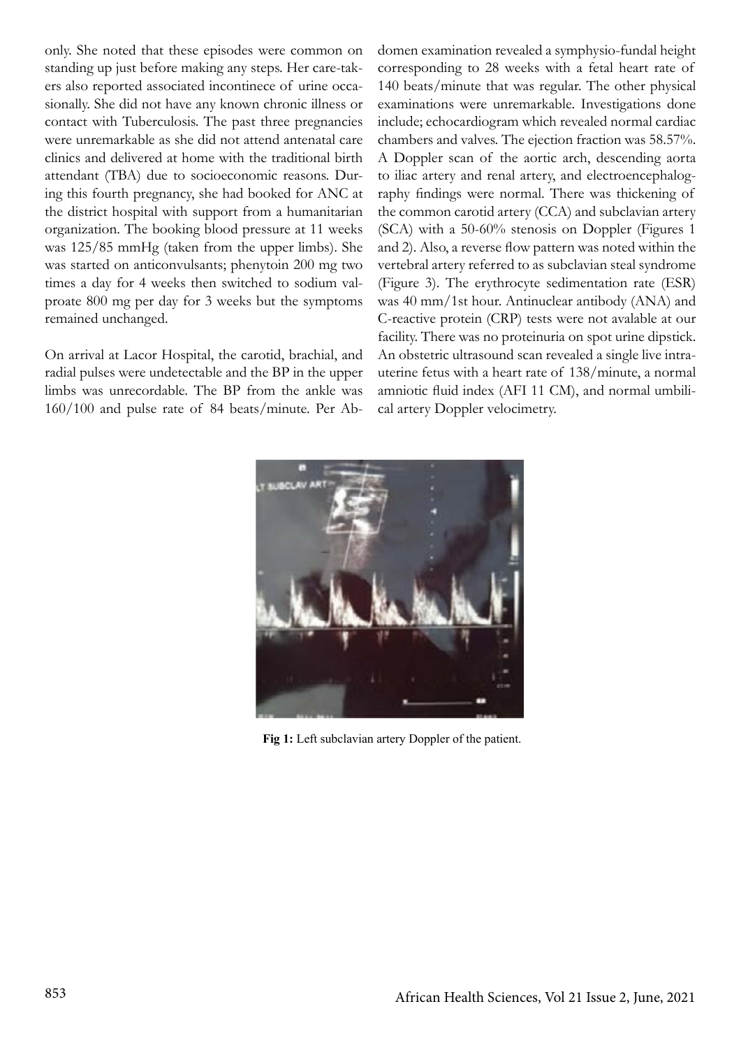only. She noted that these episodes were common on standing up just before making any steps. Her care-takers also reported associated incontinece of urine occasionally. She did not have any known chronic illness or contact with Tuberculosis. The past three pregnancies were unremarkable as she did not attend antenatal care clinics and delivered at home with the traditional birth attendant (TBA) due to socioeconomic reasons. During this fourth pregnancy, she had booked for ANC at the district hospital with support from a humanitarian organization. The booking blood pressure at 11 weeks was 125/85 mmHg (taken from the upper limbs). She was started on anticonvulsants; phenytoin 200 mg two times a day for 4 weeks then switched to sodium valproate 800 mg per day for 3 weeks but the symptoms remained unchanged.

On arrival at Lacor Hospital, the carotid, brachial, and radial pulses were undetectable and the BP in the upper limbs was unrecordable. The BP from the ankle was 160/100 and pulse rate of 84 beats/minute. Per Abdomen examination revealed a symphysio-fundal height corresponding to 28 weeks with a fetal heart rate of 140 beats/minute that was regular. The other physical examinations were unremarkable. Investigations done include; echocardiogram which revealed normal cardiac chambers and valves. The ejection fraction was 58.57%. A Doppler scan of the aortic arch, descending aorta to iliac artery and renal artery, and electroencephalography findings were normal. There was thickening of the common carotid artery (CCA) and subclavian artery (SCA) with a 50-60% stenosis on Doppler (Figures 1 and 2). Also, a reverse flow pattern was noted within the vertebral artery referred to as subclavian steal syndrome (Figure 3). The erythrocyte sedimentation rate (ESR) was 40 mm/1st hour. Antinuclear antibody (ANA) and C-reactive protein (CRP) tests were not avalable at our facility. There was no proteinuria on spot urine dipstick. An obstetric ultrasound scan revealed a single live intrauterine fetus with a heart rate of 138/minute, a normal amniotic fluid index (AFI 11 CM), and normal umbilical artery Doppler velocimetry.

**Fig 1:** Left subclavian artery Doppler of the patient.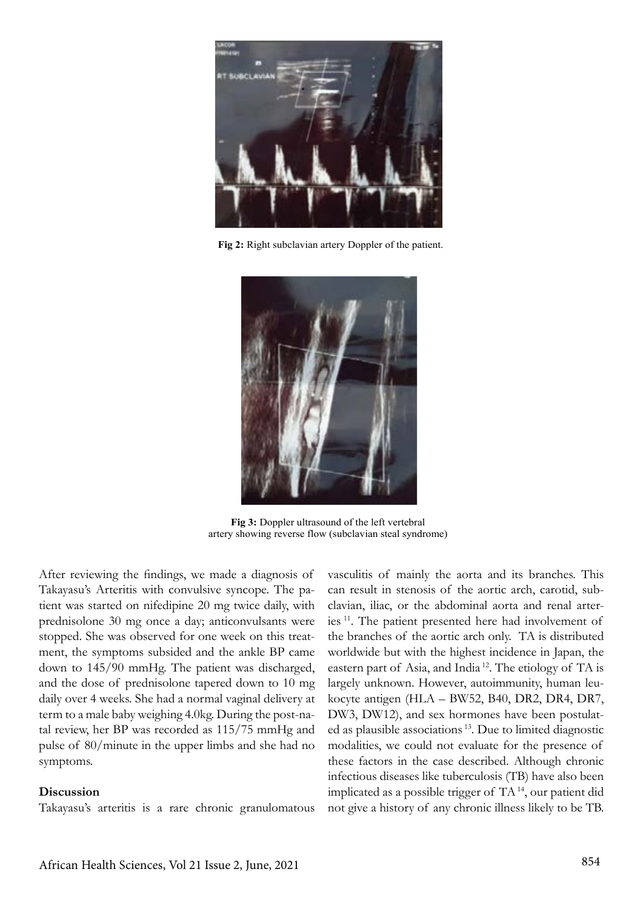**Fig 2:** Right subclavian artery Doppler of the patient.

**Fig 3:** Doppler ultrasound of the left vertebral artery showing reverse flow (subclavian steal syndrome)

After reviewing the findings, we made a diagnosis of Takayasu's Arteritis with convulsive syncope. The patient was started on nifedipine 20 mg twice daily, with prednisolone 30 mg once a day; anticonvulsants were stopped. She was observed for one week on this treatment, the symptoms subsided and the ankle BP came down to 145/90 mmHg. The patient was discharged, and the dose of prednisolone tapered down to 10 mg daily over 4 weeks. She had a normal vaginal delivery at term to a male baby weighing 4.0kg. During the post-natal review, her BP was recorded as 115/75 mmHg and pulse of 80/minute in the upper limbs and she had no symptoms.

## Discussion

Takayasu's arteritis is a rare chronic granulomatous vasculitis of mainly the aorta and its branches. This can result in stenosis of the aortic arch, carotid, subclavian, iliac, or the abdominal aorta and renal arteries [11]. The patient presented here had involvement of the branches of the aortic arch only. TA is distributed worldwide but with the highest incidence in Japan, the eastern part of Asia, and India [12]. The etiology of TA is largely unknown. However, autoimmunity, human leukocyte antigen (HLA – BW52, B40, DR2, DR4, DR7, DW3, DW12), and sex hormones have been postulated as plausible associations [13]. Due to limited diagnostic modalities, we could not evaluate for the presence of these factors in the case described. Although chronic infectious diseases like tuberculosis (TB) have also been implicated as a possible trigger of TA [14], our patient did not give a history of any chronic illness likely to be TB.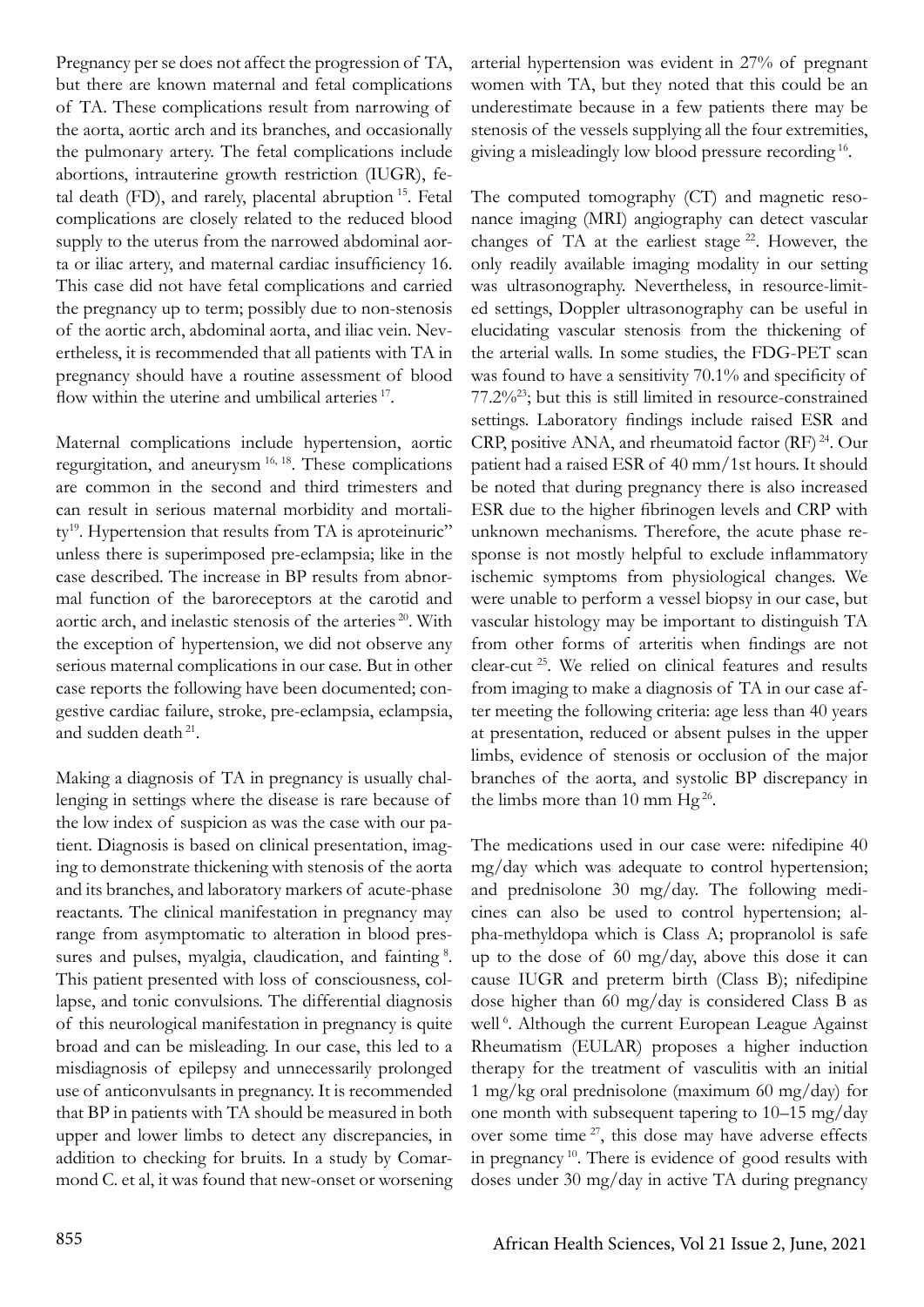Pregnancy per se does not affect the progression of TA, but there are known maternal and fetal complications of TA. These complications result from narrowing of the aorta, aortic arch and its branches, and occasionally the pulmonary artery. The fetal complications include abortions, intrauterine growth restriction (IUGR), fetal death (FD), and rarely, placental abruption [15]. Fetal complications are closely related to the reduced blood supply to the uterus from the narrowed abdominal aorta or iliac artery, and maternal cardiac insufficiency 16. This case did not have fetal complications and carried the pregnancy up to term; possibly due to non-stenosis of the aortic arch, abdominal aorta, and iliac vein. Nevertheless, it is recommended that all patients with TA in pregnancy should have a routine assessment of blood flow within the uterine and umbilical arteries [17].

Maternal complications include hypertension, aortic regurgitation, and aneurysm [16, 18]. These complications are common in the second and third trimesters and can result in serious maternal morbidity and mortality[19]. Hypertension that results from TA is aproteinuric" unless there is superimposed pre-eclampsia; like in the case described. The increase in BP results from abnormal function of the baroreceptors at the carotid and aortic arch, and inelastic stenosis of the arteries [20]. With the exception of hypertension, we did not observe any serious maternal complications in our case. But in other case reports the following have been documented; congestive cardiac failure, stroke, pre-eclampsia, eclampsia, and sudden death [21].

Making a diagnosis of TA in pregnancy is usually challenging in settings where the disease is rare because of the low index of suspicion as was the case with our patient. Diagnosis is based on clinical presentation, imaging to demonstrate thickening with stenosis of the aorta and its branches, and laboratory markers of acute-phase reactants. The clinical manifestation in pregnancy may range from asymptomatic to alteration in blood pressures and pulses, myalgia, claudication, and fainting [8]. This patient presented with loss of consciousness, collapse, and tonic convulsions. The differential diagnosis of this neurological manifestation in pregnancy is quite broad and can be misleading. In our case, this led to a misdiagnosis of epilepsy and unnecessarily prolonged use of anticonvulsants in pregnancy. It is recommended that BP in patients with TA should be measured in both upper and lower limbs to detect any discrepancies, in addition to checking for bruits. In a study by Comarmond C. et al, it was found that new-onset or worsening arterial hypertension was evident in 27% of pregnant women with TA, but they noted that this could be an underestimate because in a few patients there may be stenosis of the vessels supplying all the four extremities, giving a misleadingly low blood pressure recording [16].

The computed tomography (CT) and magnetic resonance imaging (MRI) angiography can detect vascular changes of TA at the earliest stage [22]. However, the only readily available imaging modality in our setting was ultrasonography. Nevertheless, in resource-limited settings, Doppler ultrasonography can be useful in elucidating vascular stenosis from the thickening of the arterial walls. In some studies, the FDG-PET scan was found to have a sensitivity 70.1% and specificity of 77.2%[23]; but this is still limited in resource-constrained settings. Laboratory findings include raised ESR and CRP, positive ANA, and rheumatoid factor (RF) [24]. Our patient had a raised ESR of 40 mm/1st hours. It should be noted that during pregnancy there is also increased ESR due to the higher fibrinogen levels and CRP with unknown mechanisms. Therefore, the acute phase response is not mostly helpful to exclude inflammatory ischemic symptoms from physiological changes. We were unable to perform a vessel biopsy in our case, but vascular histology may be important to distinguish TA from other forms of arteritis when findings are not clear-cut [25]. We relied on clinical features and results from imaging to make a diagnosis of TA in our case after meeting the following criteria: age less than 40 years at presentation, reduced or absent pulses in the upper limbs, evidence of stenosis or occlusion of the major branches of the aorta, and systolic BP discrepancy in the limbs more than 10 mm Hg [26].

The medications used in our case were: nifedipine 40 mg/day which was adequate to control hypertension; and prednisolone 30 mg/day. The following medicines can also be used to control hypertension; alpha-methyldopa which is Class A; propranolol is safe up to the dose of 60 mg/day, above this dose it can cause IUGR and preterm birth (Class B); nifedipine dose higher than 60 mg/day is considered Class B as well [6]. Although the current European League Against Rheumatism (EULAR) proposes a higher induction therapy for the treatment of vasculitis with an initial 1 mg/kg oral prednisolone (maximum 60 mg/day) for one month with subsequent tapering to 10–15 mg/day over some time [27], this dose may have adverse effects in pregnancy [10]. There is evidence of good results with doses under 30 mg/day in active TA during pregnancy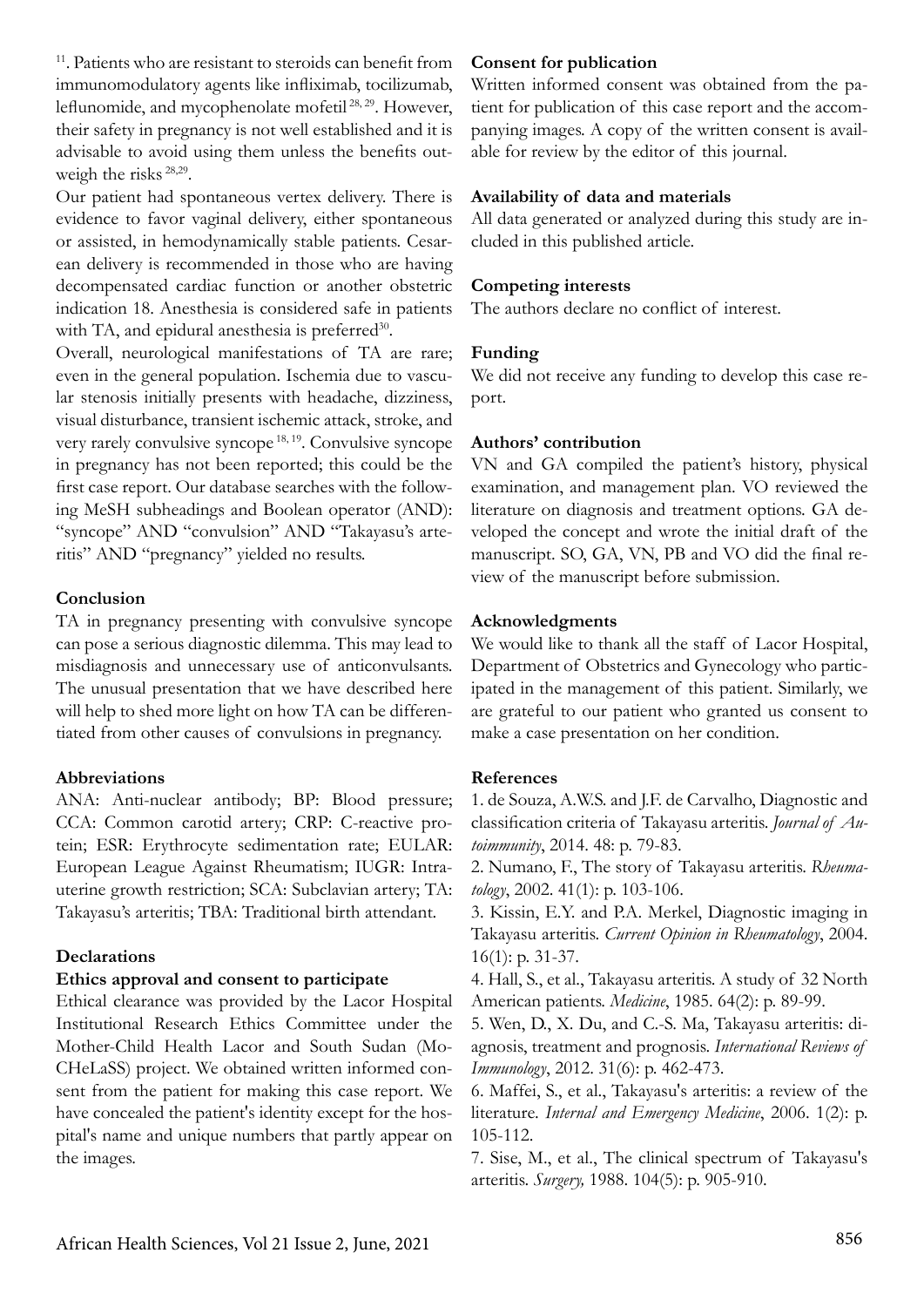[11]. Patients who are resistant to steroids can benefit from immunomodulatory agents like infliximab, tocilizumab, leflunomide, and mycophenolate mofetil [28, 29]. However, their safety in pregnancy is not well established and it is advisable to avoid using them unless the benefits outweigh the risks [28,29].

Our patient had spontaneous vertex delivery. There is evidence to favor vaginal delivery, either spontaneous or assisted, in hemodynamically stable patients. Cesarean delivery is recommended in those who are having decompensated cardiac function or another obstetric indication 18. Anesthesia is considered safe in patients with TA, and epidural anesthesia is preferred[30].

Overall, neurological manifestations of TA are rare; even in the general population. Ischemia due to vascular stenosis initially presents with headache, dizziness, visual disturbance, transient ischemic attack, stroke, and very rarely convulsive syncope [18, 19]. Convulsive syncope in pregnancy has not been reported; this could be the first case report. Our database searches with the following MeSH subheadings and Boolean operator (AND): "syncope" AND "convulsion" AND "Takayasu's arteritis" AND "pregnancy" yielded no results.

**Conclusion**

TA in pregnancy presenting with convulsive syncope can pose a serious diagnostic dilemma. This may lead to misdiagnosis and unnecessary use of anticonvulsants. The unusual presentation that we have described here will help to shed more light on how TA can be differentiated from other causes of convulsions in pregnancy.

**Abbreviations**

ANA: Anti-nuclear antibody; BP: Blood pressure; CCA: Common carotid artery; CRP: C-reactive protein; ESR: Erythrocyte sedimentation rate; EULAR: European League Against Rheumatism; IUGR: Intrauterine growth restriction; SCA: Subclavian artery; TA: Takayasu's arteritis; TBA: Traditional birth attendant.

**Declarations**

**Ethics approval and consent to participate**

Ethical clearance was provided by the Lacor Hospital Institutional Research Ethics Committee under the Mother-Child Health Lacor and South Sudan (MoCHeLaSS) project. We obtained written informed consent from the patient for making this case report. We have concealed the patient's identity except for the hospital's name and unique numbers that partly appear on the images.

**Consent for publication**

Written informed consent was obtained from the patient for publication of this case report and the accompanying images. A copy of the written consent is available for review by the editor of this journal.

**Availability of data and materials**

All data generated or analyzed during this study are included in this published article.

**Competing interests**

The authors declare no conflict of interest.

**Funding**

We did not receive any funding to develop this case report.

**Authors' contribution**

VN and GA compiled the patient's history, physical examination, and management plan. VO reviewed the literature on diagnosis and treatment options. GA developed the concept and wrote the initial draft of the manuscript. SO, GA, VN, PB and VO did the final review of the manuscript before submission.

**Acknowledgments**

We would like to thank all the staff of Lacor Hospital, Department of Obstetrics and Gynecology who participated in the management of this patient. Similarly, we are grateful to our patient who granted us consent to make a case presentation on her condition.

**References**

1. de Souza, A.W.S. and J.F. de Carvalho, Diagnostic and classification criteria of Takayasu arteritis. *Journal of Autoimmunity*, 2014. 48: p. 79-83.
2. Numano, F., The story of Takayasu arteritis. *Rheumatology*, 2002. 41(1): p. 103-106.
3. Kissin, E.Y. and P.A. Merkel, Diagnostic imaging in Takayasu arteritis. *Current Opinion in Rheumatology*, 2004. 16(1): p. 31-37.
4. Hall, S., et al., Takayasu arteritis. A study of 32 North American patients. *Medicine*, 1985. 64(2): p. 89-99.
5. Wen, D., X. Du, and C.-S. Ma, Takayasu arteritis: diagnosis, treatment and prognosis. *International Reviews of Immunology*, 2012. 31(6): p. 462-473.
6. Maffei, S., et al., Takayasu's arteritis: a review of the literature. *Internal and Emergency Medicine*, 2006. 1(2): p. 105-112.
7. Sise, M., et al., The clinical spectrum of Takayasu's arteritis. *Surgery,* 1988. 104(5): p. 905-910.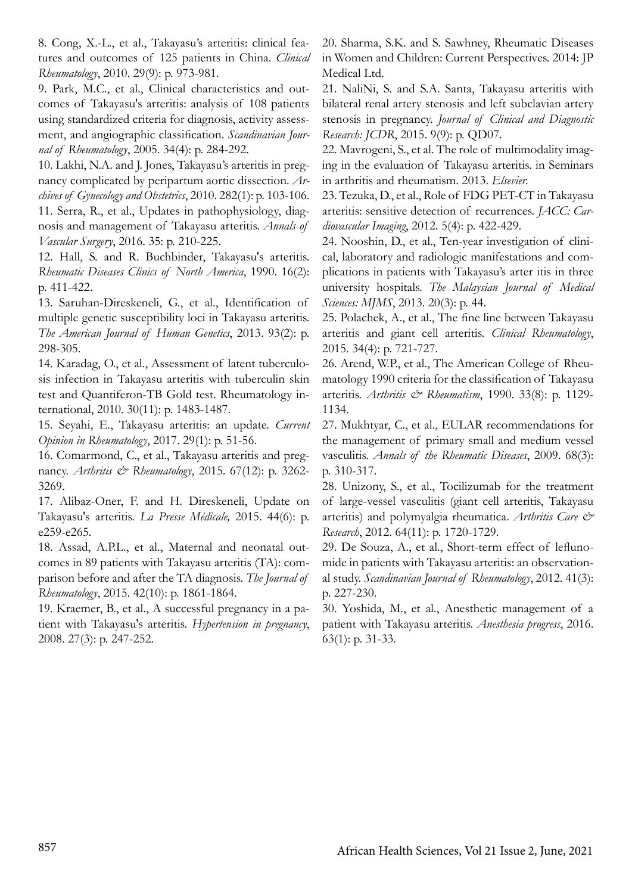8. Cong, X.-L., et al., Takayasu's arteritis: clinical features and outcomes of 125 patients in China. *Clinical Rheumatology*, 2010. 29(9): p. 973-981.

9. Park, M.C., et al., Clinical characteristics and outcomes of Takayasu's arteritis: analysis of 108 patients using standardized criteria for diagnosis, activity assessment, and angiographic classification. *Scandinavian Journal of Rheumatology*, 2005. 34(4): p. 284-292.

10. Lakhi, N.A. and J. Jones, Takayasu's arteritis in pregnancy complicated by peripartum aortic dissection. *Archives of Gynecology and Obstetrics*, 2010. 282(1): p. 103-106.

11. Serra, R., et al., Updates in pathophysiology, diagnosis and management of Takayasu arteritis. *Annals of Vascular Surgery*, 2016. 35: p. 210-225.

12. Hall, S. and R. Buchbinder, Takayasu's arteritis. *Rheumatic Diseases Clinics of North America*, 1990. 16(2): p. 411-422.

13. Saruhan-Direskeneli, G., et al., Identification of multiple genetic susceptibility loci in Takayasu arteritis. *The American Journal of Human Genetics*, 2013. 93(2): p. 298-305.

14. Karadag, O., et al., Assessment of latent tuberculosis infection in Takayasu arteritis with tuberculin skin test and Quantiferon-TB Gold test. Rheumatology international, 2010. 30(11): p. 1483-1487.

15. Seyahi, E., Takayasu arteritis: an update. *Current Opinion in Rheumatology*, 2017. 29(1): p. 51-56.

16. Comarmond, C., et al., Takayasu arteritis and pregnancy. *Arthritis & Rheumatology*, 2015. 67(12): p. 3262-3269.

17. Alibaz-Oner, F. and H. Direskeneli, Update on Takayasu's arteritis. *La Presse Médicale,* 2015. 44(6): p. e259-e265.

18. Assad, A.P.L., et al., Maternal and neonatal outcomes in 89 patients with Takayasu arteritis (TA): comparison before and after the TA diagnosis. *The Journal of Rheumatology*, 2015. 42(10): p. 1861-1864.

19. Kraemer, B., et al., A successful pregnancy in a patient with Takayasu's arteritis. *Hypertension in pregnancy*, 2008. 27(3): p. 247-252.

20. Sharma, S.K. and S. Sawhney, Rheumatic Diseases in Women and Children: Current Perspectives. 2014: JP Medical Ltd.

21. NaliNi, S. and S.A. Santa, Takayasu arteritis with bilateral renal artery stenosis and left subclavian artery stenosis in pregnancy. *Journal of Clinical and Diagnostic Research: JCDR*, 2015. 9(9): p. QD07.

22. Mavrogeni, S., et al. The role of multimodality imaging in the evaluation of Takayasu arteritis. in Seminars in arthritis and rheumatism. 2013. *Elsevier.*

23. Tezuka, D., et al., Role of FDG PET-CT in Takayasu arteritis: sensitive detection of recurrences. *JACC: Cardiovascular Imaging*, 2012. 5(4): p. 422-429.

24. Nooshin, D., et al., Ten-year investigation of clinical, laboratory and radiologic manifestations and complications in patients with Takayasu's arter itis in three university hospitals. *The Malaysian Journal of Medical Sciences: MJMS*, 2013. 20(3): p. 44.

25. Polachek, A., et al., The fine line between Takayasu arteritis and giant cell arteritis. *Clinical Rheumatology*, 2015. 34(4): p. 721-727.

26. Arend, W.P., et al., The American College of Rheumatology 1990 criteria for the classification of Takayasu arteritis. *Arthritis & Rheumatism*, 1990. 33(8): p. 1129-1134.

27. Mukhtyar, C., et al., EULAR recommendations for the management of primary small and medium vessel vasculitis. *Annals of the Rheumatic Diseases*, 2009. 68(3): p. 310-317.

28. Unizony, S., et al., Tocilizumab for the treatment of large-vessel vasculitis (giant cell arteritis, Takayasu arteritis) and polymyalgia rheumatica. *Arthritis Care & Research*, 2012. 64(11): p. 1720-1729.

29. De Souza, A., et al., Short-term effect of leflunomide in patients with Takayasu arteritis: an observational study. *Scandinavian Journal of Rheumatology*, 2012. 41(3): p. 227-230.

30. Yoshida, M., et al., Anesthetic management of a patient with Takayasu arteritis. *Anesthesia progress*, 2016. 63(1): p. 31-33.